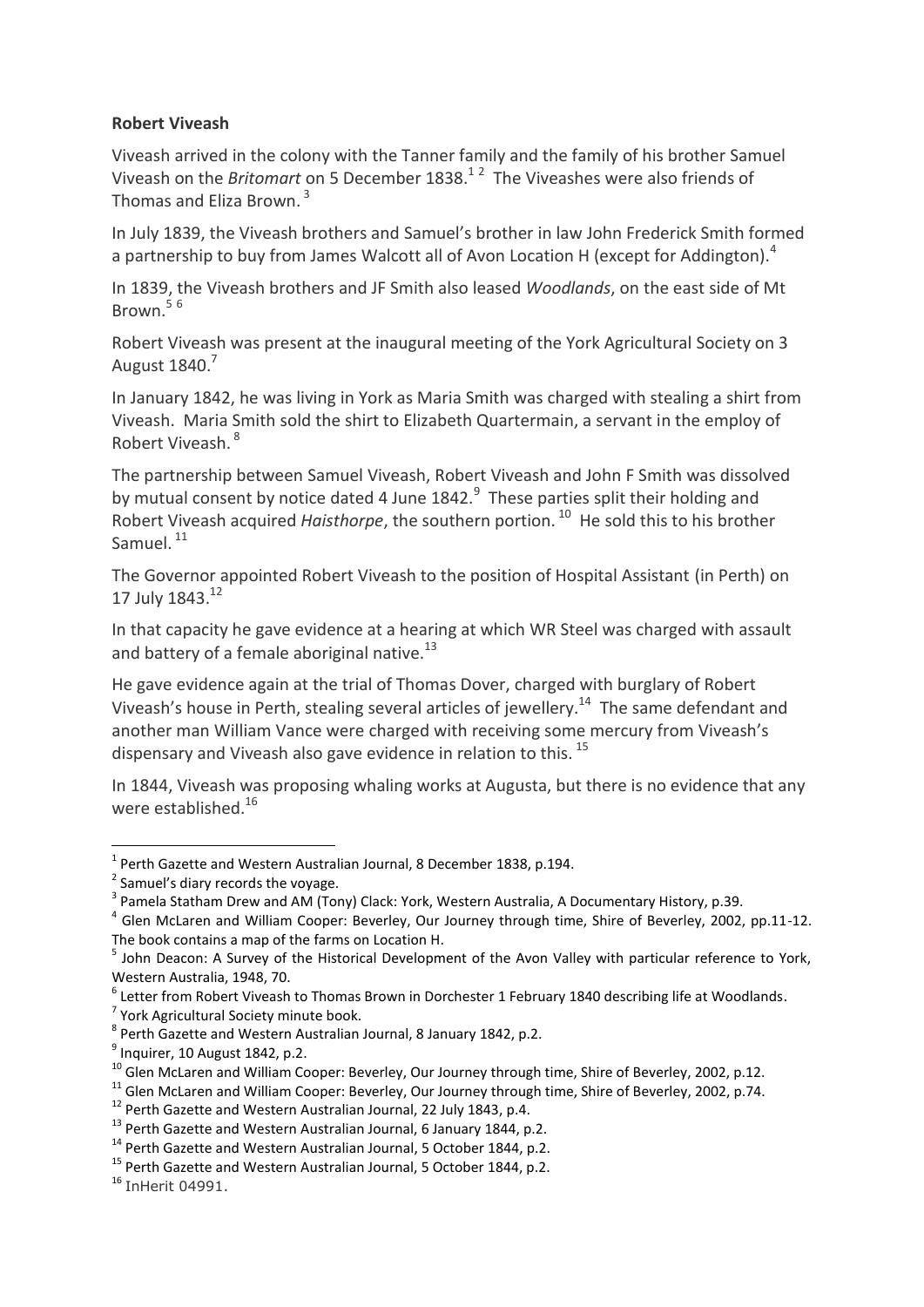**Robert Viveash**

Viveash arrived in the colony with the Tanner family and the family of his brother Samuel Viveash on the *Britomart* on 5 December 1838.[1 2] The Viveashes were also friends of Thomas and Eliza Brown.[3]

In July 1839, the Viveash brothers and Samuel's brother in law John Frederick Smith formed a partnership to buy from James Walcott all of Avon Location H (except for Addington).[4]

In 1839, the Viveash brothers and JF Smith also leased *Woodlands*, on the east side of Mt Brown.[5 6]

Robert Viveash was present at the inaugural meeting of the York Agricultural Society on 3 August 1840.[7]

In January 1842, he was living in York as Maria Smith was charged with stealing a shirt from Viveash. Maria Smith sold the shirt to Elizabeth Quartermain, a servant in the employ of Robert Viveash.[8]

The partnership between Samuel Viveash, Robert Viveash and John F Smith was dissolved by mutual consent by notice dated 4 June 1842.[9] These parties split their holding and Robert Viveash acquired *Haisthorpe*, the southern portion.[10] He sold this to his brother Samuel.[11]

The Governor appointed Robert Viveash to the position of Hospital Assistant (in Perth) on 17 July 1843.[12]

In that capacity he gave evidence at a hearing at which WR Steel was charged with assault and battery of a female aboriginal native.[13]

He gave evidence again at the trial of Thomas Dover, charged with burglary of Robert Viveash's house in Perth, stealing several articles of jewellery.[14] The same defendant and another man William Vance were charged with receiving some mercury from Viveash's dispensary and Viveash also gave evidence in relation to this.[15]

In 1844, Viveash was proposing whaling works at Augusta, but there is no evidence that any were established.[16]

---

[1] Perth Gazette and Western Australian Journal, 8 December 1838, p.194.

[2] Samuel's diary records the voyage.

[3] Pamela Statham Drew and AM (Tony) Clack: York, Western Australia, A Documentary History, p.39.

[4] Glen McLaren and William Cooper: Beverley, Our Journey through time, Shire of Beverley, 2002, pp.11-12. The book contains a map of the farms on Location H.

[5] John Deacon: A Survey of the Historical Development of the Avon Valley with particular reference to York, Western Australia, 1948, 70.

[6] Letter from Robert Viveash to Thomas Brown in Dorchester 1 February 1840 describing life at Woodlands.

[7] York Agricultural Society minute book.

[8] Perth Gazette and Western Australian Journal, 8 January 1842, p.2.

[9] Inquirer, 10 August 1842, p.2.

[10] Glen McLaren and William Cooper: Beverley, Our Journey through time, Shire of Beverley, 2002, p.12.

[11] Glen McLaren and William Cooper: Beverley, Our Journey through time, Shire of Beverley, 2002, p.74.

[12] Perth Gazette and Western Australian Journal, 22 July 1843, p.4.

[13] Perth Gazette and Western Australian Journal, 6 January 1844, p.2.

[14] Perth Gazette and Western Australian Journal, 5 October 1844, p.2.

[15] Perth Gazette and Western Australian Journal, 5 October 1844, p.2.

[16] InHerit 04991.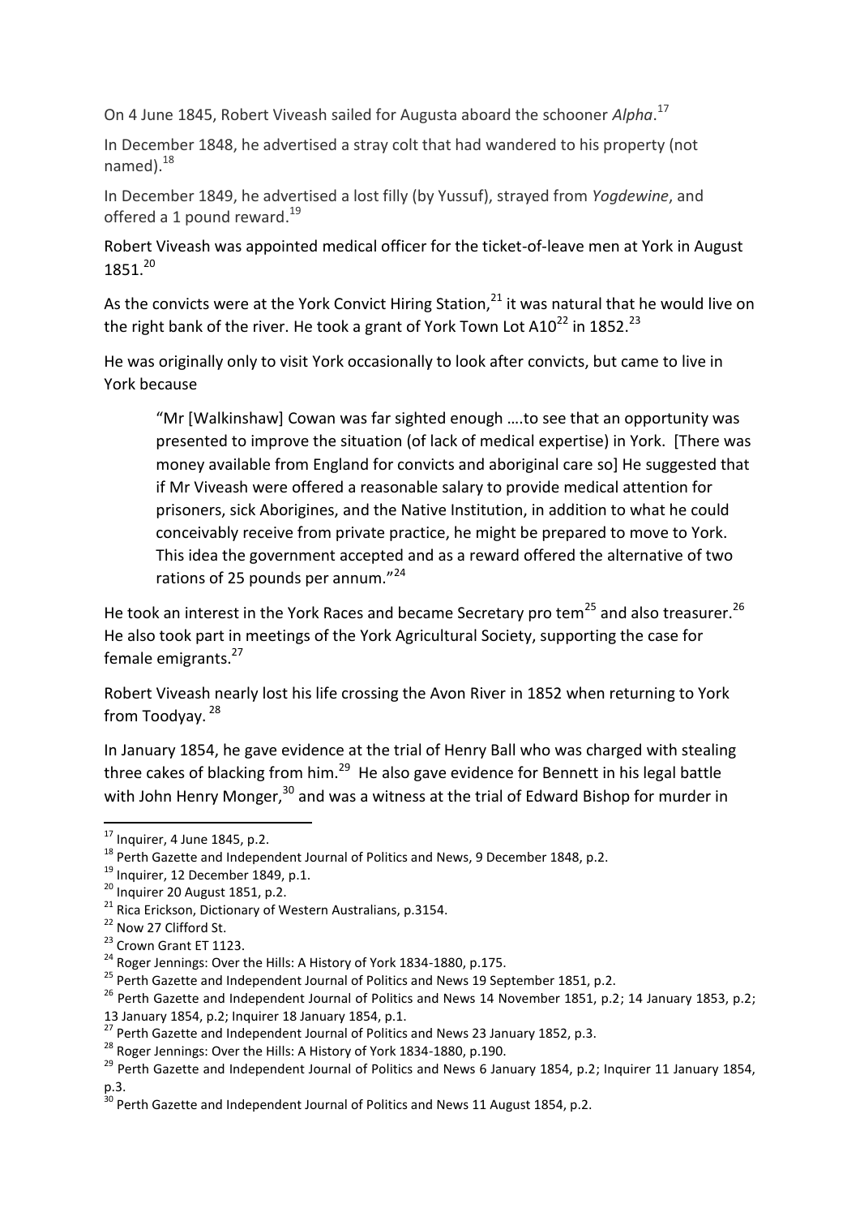On 4 June 1845, Robert Viveash sailed for Augusta aboard the schooner *Alpha*.[17]

In December 1848, he advertised a stray colt that had wandered to his property (not named).[18]

In December 1849, he advertised a lost filly (by Yussuf), strayed from *Yogdewine*, and offered a 1 pound reward.[19]

Robert Viveash was appointed medical officer for the ticket-of-leave men at York in August 1851.[20]

As the convicts were at the York Convict Hiring Station,[21] it was natural that he would live on the right bank of the river. He took a grant of York Town Lot A10[22] in 1852.[23]

He was originally only to visit York occasionally to look after convicts, but came to live in York because

> "Mr [Walkinshaw] Cowan was far sighted enough ….to see that an opportunity was presented to improve the situation (of lack of medical expertise) in York. [There was money available from England for convicts and aboriginal care so] He suggested that if Mr Viveash were offered a reasonable salary to provide medical attention for prisoners, sick Aborigines, and the Native Institution, in addition to what he could conceivably receive from private practice, he might be prepared to move to York. This idea the government accepted and as a reward offered the alternative of two rations of 25 pounds per annum."[24]

He took an interest in the York Races and became Secretary pro tem[25] and also treasurer.[26] He also took part in meetings of the York Agricultural Society, supporting the case for female emigrants.[27]

Robert Viveash nearly lost his life crossing the Avon River in 1852 when returning to York from Toodyay.[28]

In January 1854, he gave evidence at the trial of Henry Ball who was charged with stealing three cakes of blacking from him.[29] He also gave evidence for Bennett in his legal battle with John Henry Monger,[30] and was a witness at the trial of Edward Bishop for murder in

---

[17] Inquirer, 4 June 1845, p.2.

[18] Perth Gazette and Independent Journal of Politics and News, 9 December 1848, p.2.

[19] Inquirer, 12 December 1849, p.1.

[20] Inquirer 20 August 1851, p.2.

[21] Rica Erickson, Dictionary of Western Australians, p.3154.

[22] Now 27 Clifford St.

[23] Crown Grant ET 1123.

[24] Roger Jennings: Over the Hills: A History of York 1834-1880, p.175.

[25] Perth Gazette and Independent Journal of Politics and News 19 September 1851, p.2.

[26] Perth Gazette and Independent Journal of Politics and News 14 November 1851, p.2; 14 January 1853, p.2; 13 January 1854, p.2; Inquirer 18 January 1854, p.1.

[27] Perth Gazette and Independent Journal of Politics and News 23 January 1852, p.3.

[28] Roger Jennings: Over the Hills: A History of York 1834-1880, p.190.

[29] Perth Gazette and Independent Journal of Politics and News 6 January 1854, p.2; Inquirer 11 January 1854, p.3.

[30] Perth Gazette and Independent Journal of Politics and News 11 August 1854, p.2.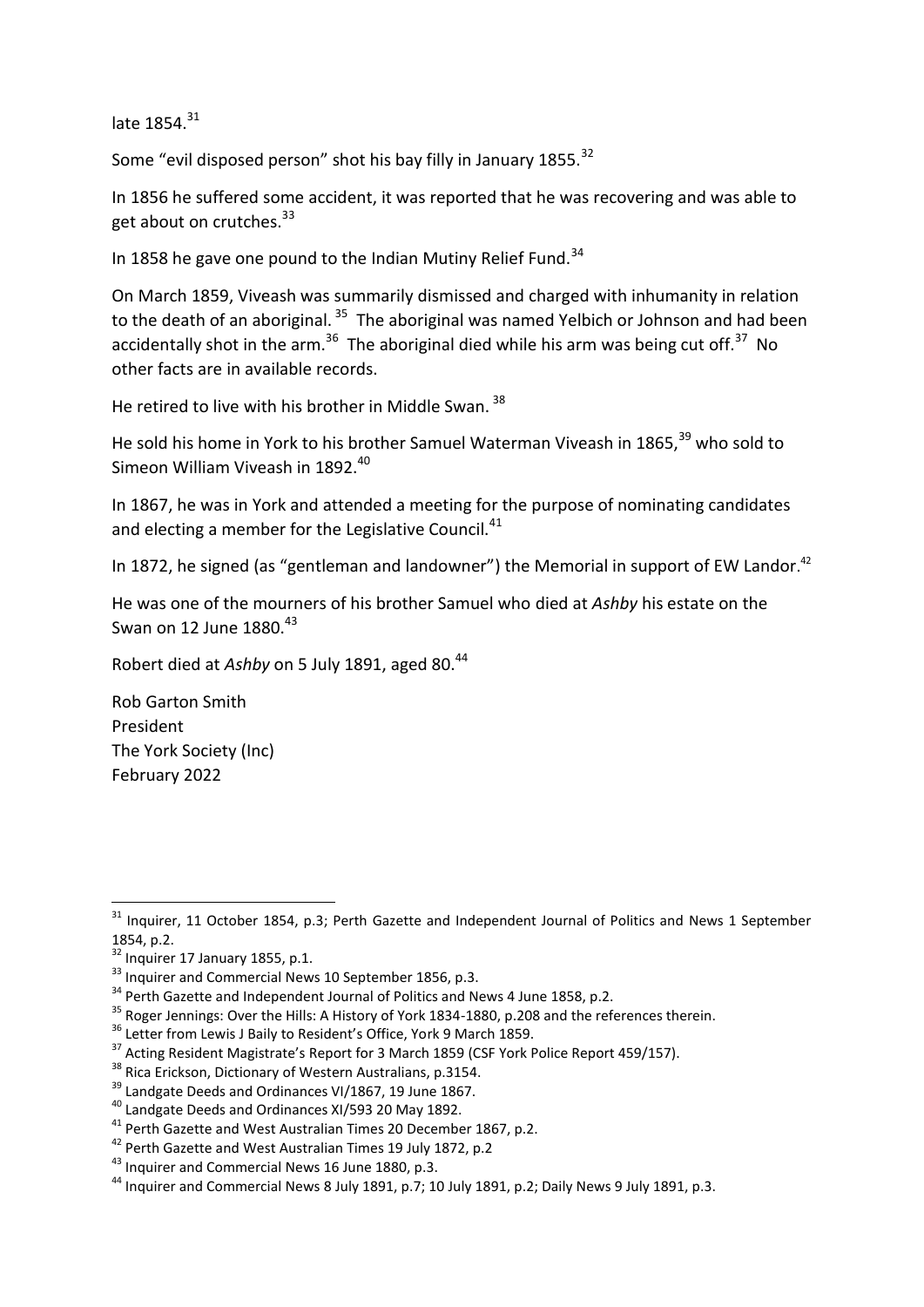late 1854.[31]

Some “evil disposed person” shot his bay filly in January 1855.[32]

In 1856 he suffered some accident, it was reported that he was recovering and was able to get about on crutches.[33]

In 1858 he gave one pound to the Indian Mutiny Relief Fund.[34]

On March 1859, Viveash was summarily dismissed and charged with inhumanity in relation to the death of an aboriginal.[35] The aboriginal was named Yelbich or Johnson and had been accidentally shot in the arm.[36] The aboriginal died while his arm was being cut off.[37] No other facts are in available records.

He retired to live with his brother in Middle Swan.[38]

He sold his home in York to his brother Samuel Waterman Viveash in 1865,[39] who sold to Simeon William Viveash in 1892.[40]

In 1867, he was in York and attended a meeting for the purpose of nominating candidates and electing a member for the Legislative Council.[41]

In 1872, he signed (as “gentleman and landowner”) the Memorial in support of EW Landor.[42]

He was one of the mourners of his brother Samuel who died at *Ashby* his estate on the Swan on 12 June 1880.[43]

Robert died at *Ashby* on 5 July 1891, aged 80.[44]

Rob Garton Smith
President
The York Society (Inc)
February 2022

---

[31] Inquirer, 11 October 1854, p.3; Perth Gazette and Independent Journal of Politics and News 1 September 1854, p.2.

[32] Inquirer 17 January 1855, p.1.

[33] Inquirer and Commercial News 10 September 1856, p.3.

[34] Perth Gazette and Independent Journal of Politics and News 4 June 1858, p.2.

[35] Roger Jennings: Over the Hills: A History of York 1834-1880, p.208 and the references therein.

[36] Letter from Lewis J Baily to Resident’s Office, York 9 March 1859.

[37] Acting Resident Magistrate’s Report for 3 March 1859 (CSF York Police Report 459/157).

[38] Rica Erickson, Dictionary of Western Australians, p.3154.

[39] Landgate Deeds and Ordinances VI/1867, 19 June 1867.

[40] Landgate Deeds and Ordinances XI/593 20 May 1892.

[41] Perth Gazette and West Australian Times 20 December 1867, p.2.

[42] Perth Gazette and West Australian Times 19 July 1872, p.2

[43] Inquirer and Commercial News 16 June 1880, p.3.

[44] Inquirer and Commercial News 8 July 1891, p.7; 10 July 1891, p.2; Daily News 9 July 1891, p.3.